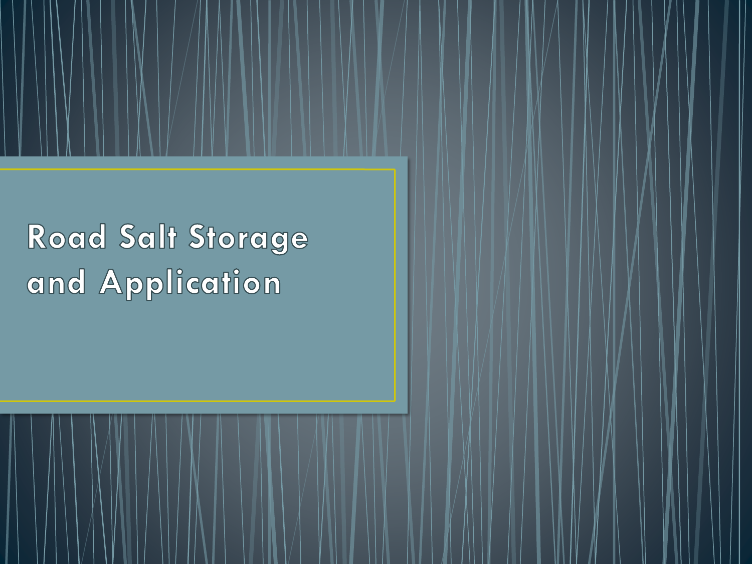# Road Salt Storage and Application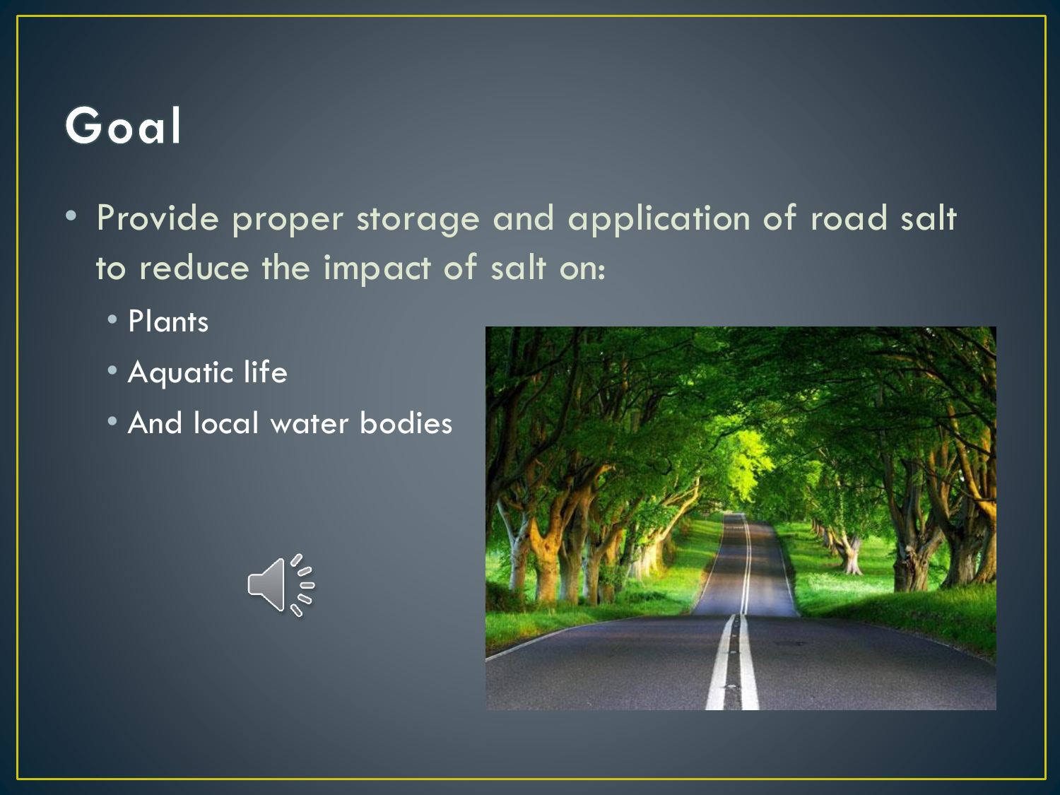# Goal

- Provide proper storage and application of road salt to reduce the impact of salt on:
  - Plants
  - Aquatic life
  - And local water bodies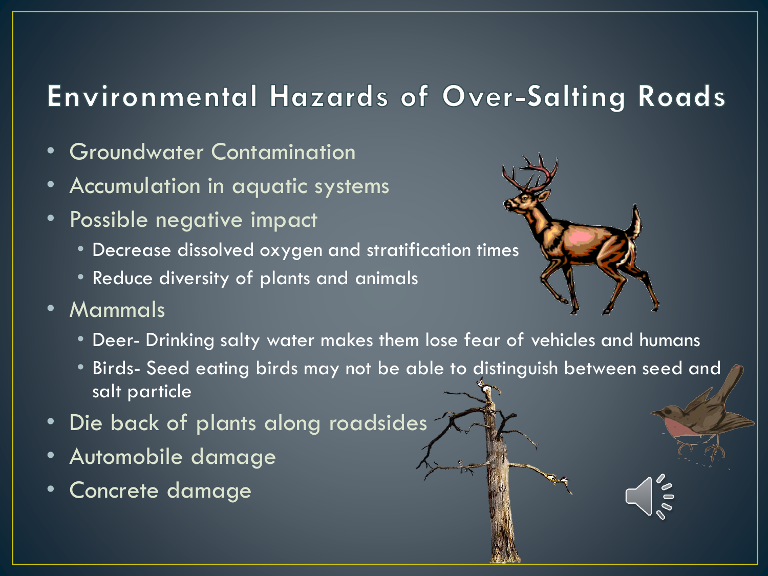# Environmental Hazards of Over-Salting Roads

- Groundwater Contamination
- Accumulation in aquatic systems
- Possible negative impact
  - Decrease dissolved oxygen and stratification times
  - Reduce diversity of plants and animals
- Mammals
  - Deer- Drinking salty water makes them lose fear of vehicles and humans
  - Birds- Seed eating birds may not be able to distinguish between seed and salt particle
- Die back of plants along roadsides
- Automobile damage
- Concrete damage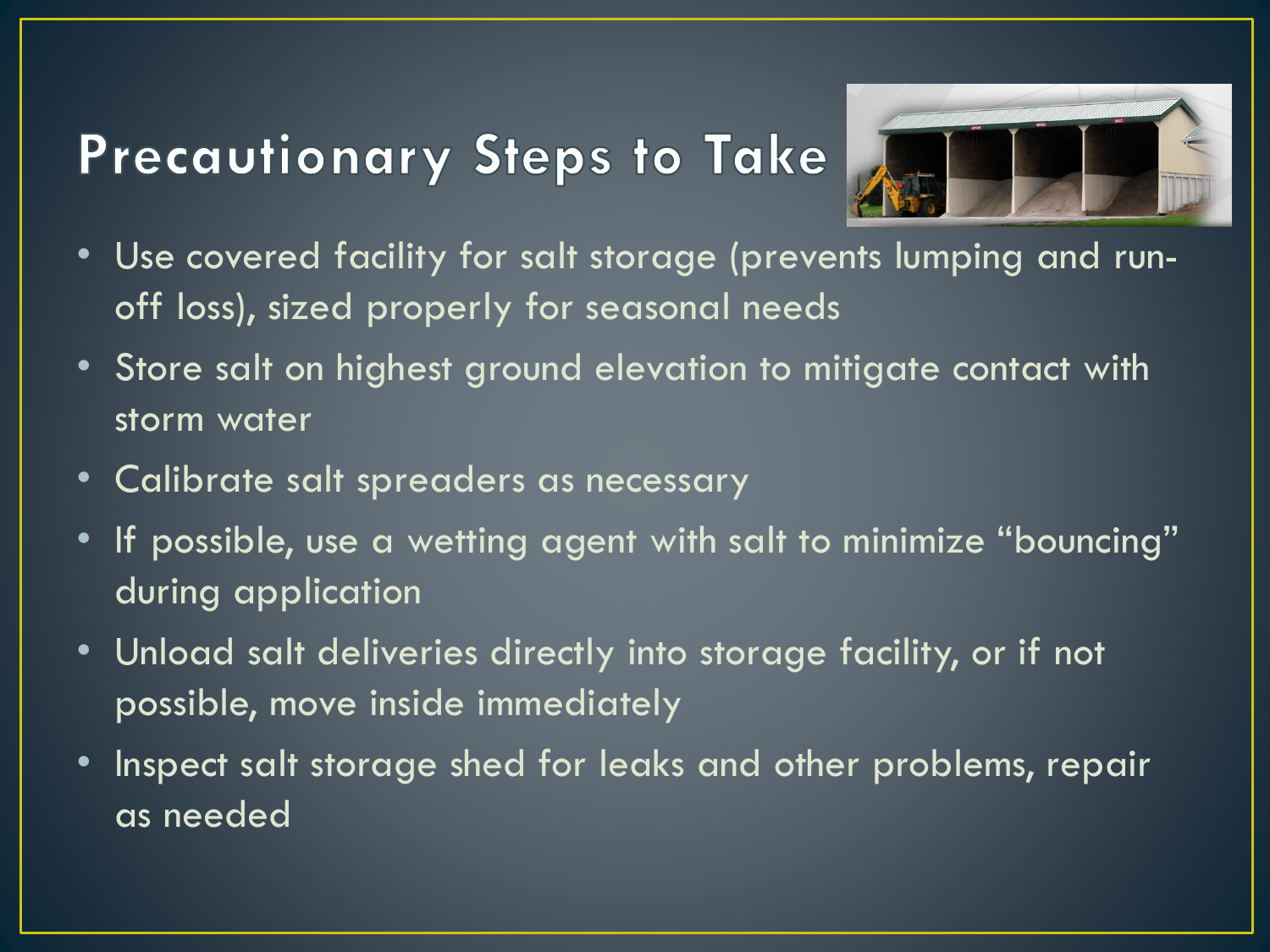# Precautionary Steps to Take

- Use covered facility for salt storage (prevents lumping and run-off loss), sized properly for seasonal needs
- Store salt on highest ground elevation to mitigate contact with storm water
- Calibrate salt spreaders as necessary
- If possible, use a wetting agent with salt to minimize "bouncing" during application
- Unload salt deliveries directly into storage facility, or if not possible, move inside immediately
- Inspect salt storage shed for leaks and other problems, repair as needed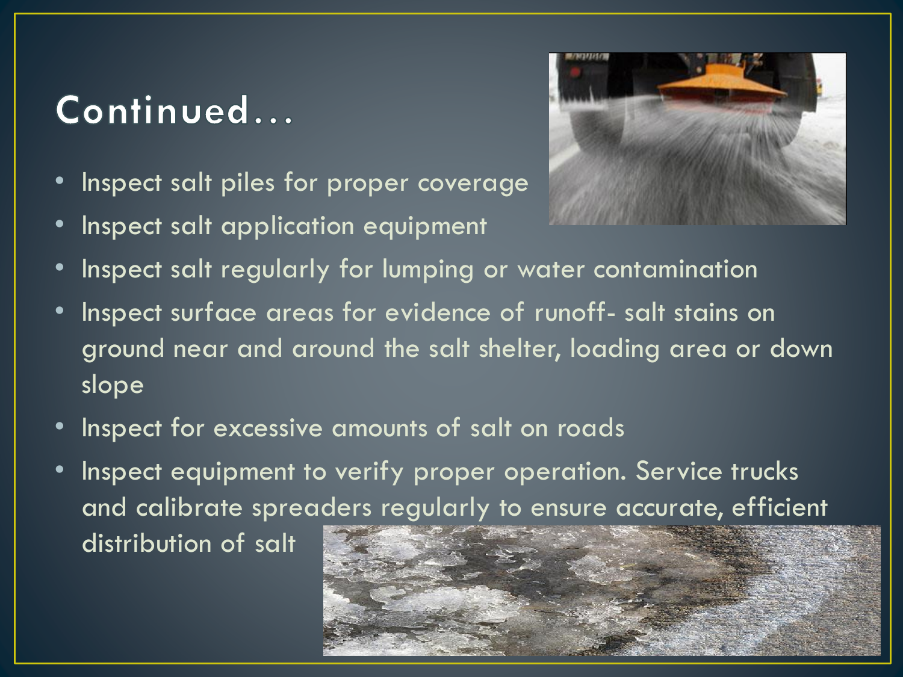# Continued…

- Inspect salt piles for proper coverage
- Inspect salt application equipment
- Inspect salt regularly for lumping or water contamination
- Inspect surface areas for evidence of runoff- salt stains on ground near and around the salt shelter, loading area or down slope
- Inspect for excessive amounts of salt on roads
- Inspect equipment to verify proper operation. Service trucks and calibrate spreaders regularly to ensure accurate, efficient distribution of salt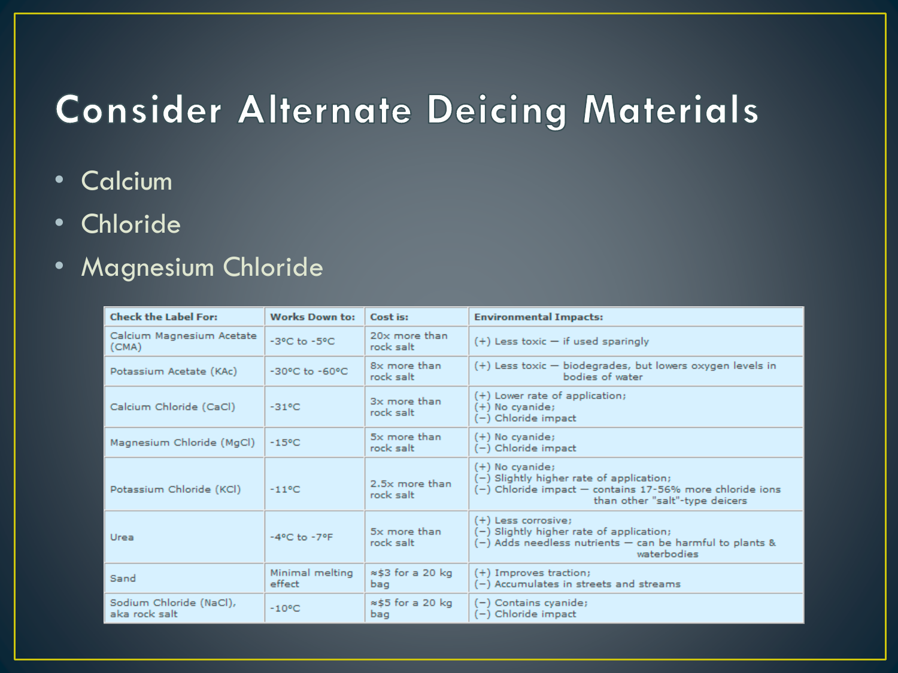# Consider Alternate Deicing Materials

- Calcium
- Chloride
- Magnesium Chloride

| Check the Label For: | Works Down to: | Cost is: | Environmental Impacts: |
|---|---|---|---|
| Calcium Magnesium Acetate (CMA) | -3°C to -5°C | 20x more than rock salt | (+) Less toxic — if used sparingly |
| Potassium Acetate (KAc) | -30°C to -60°C | 8x more than rock salt | (+) Less toxic — biodegrades, but lowers oxygen levels in bodies of water |
| Calcium Chloride (CaCl) | -31°C | 3x more than rock salt | (+) Lower rate of application;<br>(+) No cyanide;<br>(−) Chloride impact |
| Magnesium Chloride (MgCl) | -15°C | 5x more than rock salt | (+) No cyanide;<br>(−) Chloride impact |
| Potassium Chloride (KCl) | -11°C | 2.5x more than rock salt | (+) No cyanide;<br>(−) Slightly higher rate of application;<br>(−) Chloride impact — contains 17-56% more chloride ions than other "salt"-type deicers |
| Urea | -4°C to -7°F | 5x more than rock salt | (+) Less corrosive;<br>(−) Slightly higher rate of application;<br>(−) Adds needless nutrients — can be harmful to plants & waterbodies |
| Sand | Minimal melting effect | ≈$3 for a 20 kg bag | (+) Improves traction;<br>(−) Accumulates in streets and streams |
| Sodium Chloride (NaCl), aka rock salt | -10°C | ≈$5 for a 20 kg bag | (−) Contains cyanide;<br>(−) Chloride impact |